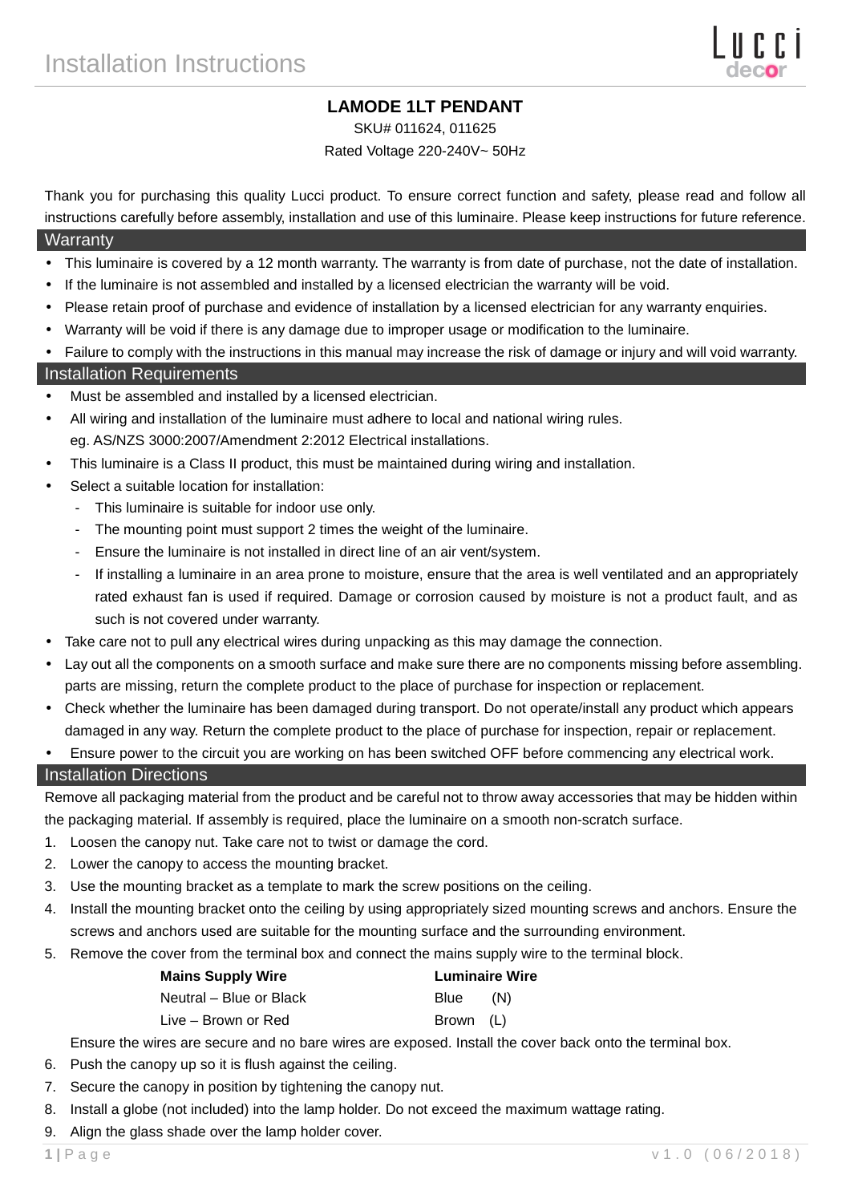# Installation Instructions

**LAMODE 1LT PENDANT**

SKU# 011624, 011625

Rated Voltage 220-240V~ 50Hz

Thank you for purchasing this quality Lucci product. To ensure correct function and safety, please read and follow all instructions carefully before assembly, installation and use of this luminaire. Please keep instructions for future reference.

## Warranty

- This luminaire is covered by a 12 month warranty. The warranty is from date of purchase, not the date of installation.
- If the luminaire is not assembled and installed by a licensed electrician the warranty will be void.
- Please retain proof of purchase and evidence of installation by a licensed electrician for any warranty enquiries.
- Warranty will be void if there is any damage due to improper usage or modification to the luminaire.
- Failure to comply with the instructions in this manual may increase the risk of damage or injury and will void warranty.

## Installation Requirements

- Must be assembled and installed by a licensed electrician.
- All wiring and installation of the luminaire must adhere to local and national wiring rules. eg. AS/NZS 3000:2007/Amendment 2:2012 Electrical installations.
- This luminaire is a Class II product, this must be maintained during wiring and installation.
- Select a suitable location for installation:
  - This luminaire is suitable for indoor use only.
  - The mounting point must support 2 times the weight of the luminaire.
  - Ensure the luminaire is not installed in direct line of an air vent/system.
  - If installing a luminaire in an area prone to moisture, ensure that the area is well ventilated and an appropriately rated exhaust fan is used if required. Damage or corrosion caused by moisture is not a product fault, and as such is not covered under warranty.
- Take care not to pull any electrical wires during unpacking as this may damage the connection.
- Lay out all the components on a smooth surface and make sure there are no components missing before assembling. parts are missing, return the complete product to the place of purchase for inspection or replacement.
- Check whether the luminaire has been damaged during transport. Do not operate/install any product which appears damaged in any way. Return the complete product to the place of purchase for inspection, repair or replacement.
- Ensure power to the circuit you are working on has been switched OFF before commencing any electrical work.

## Installation Directions

Remove all packaging material from the product and be careful not to throw away accessories that may be hidden within the packaging material. If assembly is required, place the luminaire on a smooth non-scratch surface.

1. Loosen the canopy nut. Take care not to twist or damage the cord.
2. Lower the canopy to access the mounting bracket.
3. Use the mounting bracket as a template to mark the screw positions on the ceiling.
4. Install the mounting bracket onto the ceiling by using appropriately sized mounting screws and anchors. Ensure the screws and anchors used are suitable for the mounting surface and the surrounding environment.
5. Remove the cover from the terminal box and connect the mains supply wire to the terminal block.

   | Mains Supply Wire | Luminaire Wire |
   | --- | --- |
   | Neutral – Blue or Black | Blue (N) |
   | Live – Brown or Red | Brown (L) |

   Ensure the wires are secure and no bare wires are exposed. Install the cover back onto the terminal box.
6. Push the canopy up so it is flush against the ceiling.
7. Secure the canopy in position by tightening the canopy nut.
8. Install a globe (not included) into the lamp holder. Do not exceed the maximum wattage rating.
9. Align the glass shade over the lamp holder cover.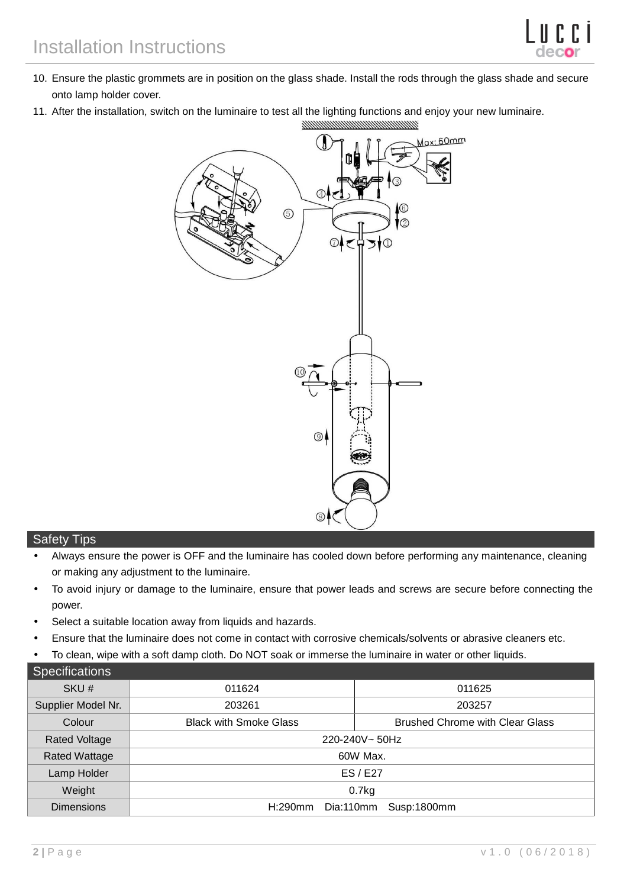# Installation Instructions

10. Ensure the plastic grommets are in position on the glass shade. Install the rods through the glass shade and secure onto lamp holder cover.
11. After the installation, switch on the luminaire to test all the lighting functions and enjoy your new luminaire.

Max: 60mm

## Safety Tips

- Always ensure the power is OFF and the luminaire has cooled down before performing any maintenance, cleaning or making any adjustment to the luminaire.
- To avoid injury or damage to the luminaire, ensure that power leads and screws are secure before connecting the power.
- Select a suitable location away from liquids and hazards.
- Ensure that the luminaire does not come in contact with corrosive chemicals/solvents or abrasive cleaners etc.
- To clean, wipe with a soft damp cloth. Do NOT soak or immerse the luminaire in water or other liquids.

## Specifications

| SKU # | 011624 | 011625 |
|---|---|---|
| Supplier Model Nr. | 203261 | 203257 |
| Colour | Black with Smoke Glass | Brushed Chrome with Clear Glass |
| Rated Voltage | 220-240V~ 50Hz | |
| Rated Wattage | 60W Max. | |
| Lamp Holder | ES / E27 | |
| Weight | 0.7kg | |
| Dimensions | H:290mm Dia:110mm Susp:1800mm | |